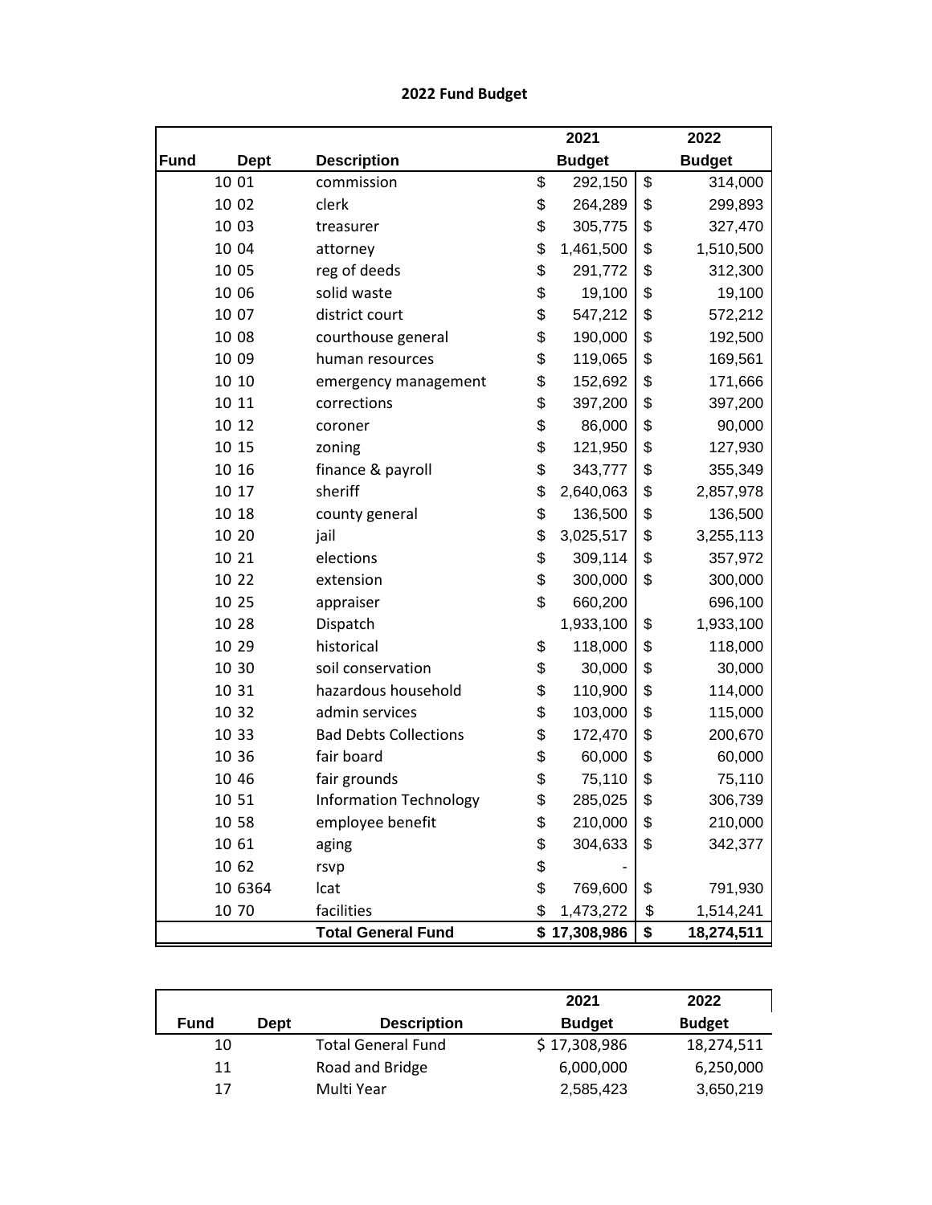**2022 Fund Budget**

| Fund | Dept | Description | 2021 Budget | 2022 Budget |
|---|---|---|---|---|
| 10 | 01 | commission | $ 292,150 | $ 314,000 |
| 10 | 02 | clerk | $ 264,289 | $ 299,893 |
| 10 | 03 | treasurer | $ 305,775 | $ 327,470 |
| 10 | 04 | attorney | $ 1,461,500 | $ 1,510,500 |
| 10 | 05 | reg of deeds | $ 291,772 | $ 312,300 |
| 10 | 06 | solid waste | $ 19,100 | $ 19,100 |
| 10 | 07 | district court | $ 547,212 | $ 572,212 |
| 10 | 08 | courthouse general | $ 190,000 | $ 192,500 |
| 10 | 09 | human resources | $ 119,065 | $ 169,561 |
| 10 | 10 | emergency management | $ 152,692 | $ 171,666 |
| 10 | 11 | corrections | $ 397,200 | $ 397,200 |
| 10 | 12 | coroner | $ 86,000 | $ 90,000 |
| 10 | 15 | zoning | $ 121,950 | $ 127,930 |
| 10 | 16 | finance & payroll | $ 343,777 | $ 355,349 |
| 10 | 17 | sheriff | $ 2,640,063 | $ 2,857,978 |
| 10 | 18 | county general | $ 136,500 | $ 136,500 |
| 10 | 20 | jail | $ 3,025,517 | $ 3,255,113 |
| 10 | 21 | elections | $ 309,114 | $ 357,972 |
| 10 | 22 | extension | $ 300,000 | $ 300,000 |
| 10 | 25 | appraiser | $ 660,200 | 696,100 |
| 10 | 28 | Dispatch | 1,933,100 | $ 1,933,100 |
| 10 | 29 | historical | $ 118,000 | $ 118,000 |
| 10 | 30 | soil conservation | $ 30,000 | $ 30,000 |
| 10 | 31 | hazardous household | $ 110,900 | $ 114,000 |
| 10 | 32 | admin services | $ 103,000 | $ 115,000 |
| 10 | 33 | Bad Debts Collections | $ 172,470 | $ 200,670 |
| 10 | 36 | fair board | $ 60,000 | $ 60,000 |
| 10 | 46 | fair grounds | $ 75,110 | $ 75,110 |
| 10 | 51 | Information Technology | $ 285,025 | $ 306,739 |
| 10 | 58 | employee benefit | $ 210,000 | $ 210,000 |
| 10 | 61 | aging | $ 304,633 | $ 342,377 |
| 10 | 62 | rsvp | $ - | |
| 10 | 6364 | lcat | $ 769,600 | $ 791,930 |
| 10 | 70 | facilities | $ 1,473,272 | $ 1,514,241 |
| | | **Total General Fund** | **$ 17,308,986** | **$ 18,274,511** |

| Fund | Dept | Description | 2021 Budget | 2022 Budget |
|---|---|---|---|---|
| 10 | | Total General Fund | $ 17,308,986 | 18,274,511 |
| 11 | | Road and Bridge | 6,000,000 | 6,250,000 |
| 17 | | Multi Year | 2,585,423 | 3,650,219 |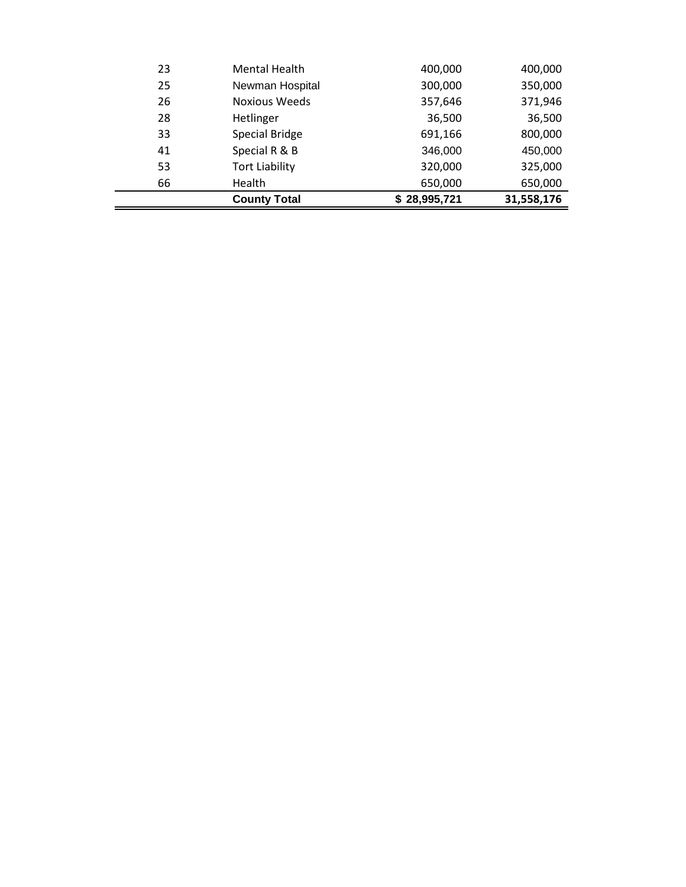| | | | |
|---|---|---|---|
| 23 | Mental Health | 400,000 | 400,000 |
| 25 | Newman Hospital | 300,000 | 350,000 |
| 26 | Noxious Weeds | 357,646 | 371,946 |
| 28 | Hetlinger | 36,500 | 36,500 |
| 33 | Special Bridge | 691,166 | 800,000 |
| 41 | Special R & B | 346,000 | 450,000 |
| 53 | Tort Liability | 320,000 | 325,000 |
| 66 | Health | 650,000 | 650,000 |
| | **County Total** | **$ 28,995,721** | **31,558,176** |